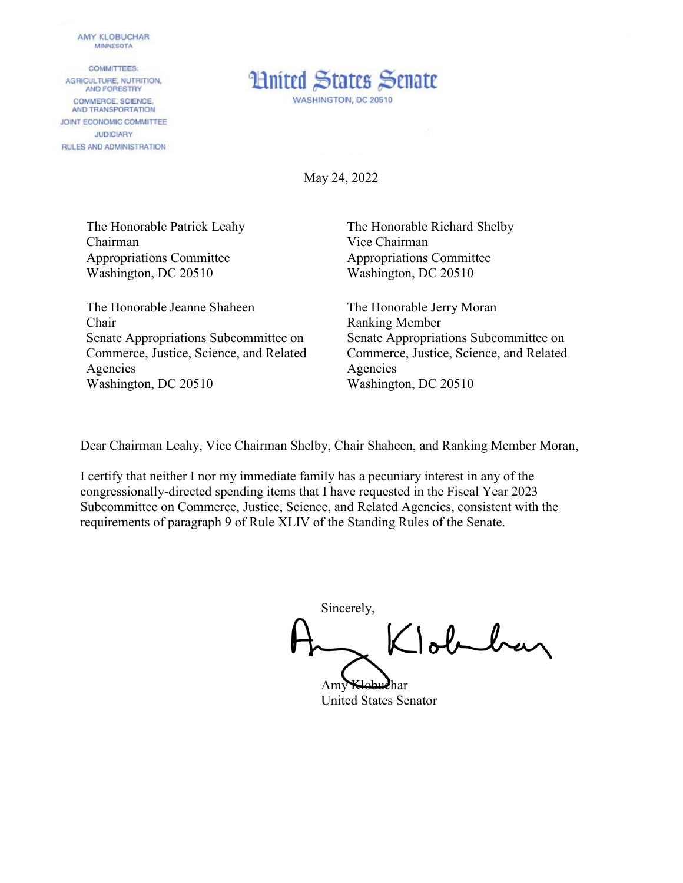AMY KLOBUCHAR
MINNESOTA

COMMITTEES:
AGRICULTURE, NUTRITION, AND FORESTRY
COMMERCE, SCIENCE, AND TRANSPORTATION
JOINT ECONOMIC COMMITTEE
JUDICIARY
RULES AND ADMINISTRATION

# United States Senate

WASHINGTON, DC 20510

May 24, 2022

The Honorable Patrick Leahy
Chairman
Appropriations Committee
Washington, DC 20510

The Honorable Richard Shelby
Vice Chairman
Appropriations Committee
Washington, DC 20510

The Honorable Jeanne Shaheen
Chair
Senate Appropriations Subcommittee on Commerce, Justice, Science, and Related Agencies
Washington, DC 20510

The Honorable Jerry Moran
Ranking Member
Senate Appropriations Subcommittee on Commerce, Justice, Science, and Related Agencies
Washington, DC 20510

Dear Chairman Leahy, Vice Chairman Shelby, Chair Shaheen, and Ranking Member Moran,

I certify that neither I nor my immediate family has a pecuniary interest in any of the congressionally-directed spending items that I have requested in the Fiscal Year 2023 Subcommittee on Commerce, Justice, Science, and Related Agencies, consistent with the requirements of paragraph 9 of Rule XLIV of the Standing Rules of the Senate.

Sincerely,

Amy Klobuchar
United States Senator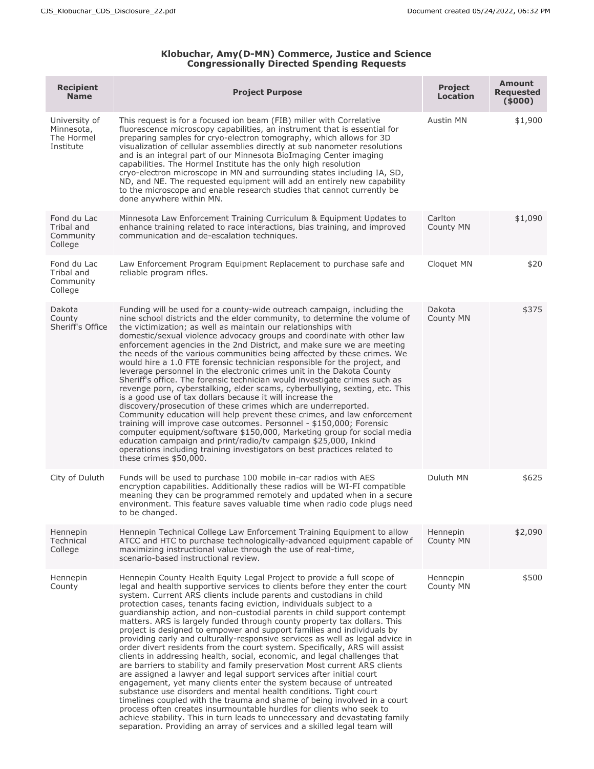**Klobuchar, Amy(D-MN) Commerce, Justice and Science Congressionally Directed Spending Requests**

| Recipient Name | Project Purpose | Project Location | Amount Requested ($000) |
|---|---|---|---|
| University of Minnesota, The Hormel Institute | This request is for a focused ion beam (FIB) miller with Correlative fluorescence microscopy capabilities, an instrument that is essential for preparing samples for cryo-electron tomography, which allows for 3D visualization of cellular assemblies directly at sub nanometer resolutions and is an integral part of our Minnesota BioImaging Center imaging capabilities. The Hormel Institute has the only high resolution cryo-electron microscope in MN and surrounding states including IA, SD, ND, and NE. The requested equipment will add an entirely new capability to the microscope and enable research studies that cannot currently be done anywhere within MN. | Austin MN | $1,900 |
| Fond du Lac Tribal and Community College | Minnesota Law Enforcement Training Curriculum & Equipment Updates to enhance training related to race interactions, bias training, and improved communication and de-escalation techniques. | Carlton County MN | $1,090 |
| Fond du Lac Tribal and Community College | Law Enforcement Program Equipment Replacement to purchase safe and reliable program rifles. | Cloquet MN | $20 |
| Dakota County Sheriff's Office | Funding will be used for a county-wide outreach campaign, including the nine school districts and the elder community, to determine the volume of the victimization; as well as maintain our relationships with domestic/sexual violence advocacy groups and coordinate with other law enforcement agencies in the 2nd District, and make sure we are meeting the needs of the various communities being affected by these crimes. We would hire a 1.0 FTE forensic technician responsible for the project, and leverage personnel in the electronic crimes unit in the Dakota County Sheriff's office. The forensic technician would investigate crimes such as revenge porn, cyberstalking, elder scams, cyberbullying, sexting, etc. This is a good use of tax dollars because it will increase the discovery/prosecution of these crimes which are underreported. Community education will help prevent these crimes, and law enforcement training will improve case outcomes. Personnel - $150,000; Forensic computer equipment/software $150,000, Marketing group for social media education campaign and print/radio/tv campaign $25,000, Inkind operations including training investigators on best practices related to these crimes $50,000. | Dakota County MN | $375 |
| City of Duluth | Funds will be used to purchase 100 mobile in-car radios with AES encryption capabilities. Additionally these radios will be WI-FI compatible meaning they can be programmed remotely and updated when in a secure environment. This feature saves valuable time when radio code plugs need to be changed. | Duluth MN | $625 |
| Hennepin Technical College | Hennepin Technical College Law Enforcement Training Equipment to allow ATCC and HTC to purchase technologically-advanced equipment capable of maximizing instructional value through the use of real-time, scenario-based instructional review. | Hennepin County MN | $2,090 |
| Hennepin County | Hennepin County Health Equity Legal Project to provide a full scope of legal and health supportive services to clients before they enter the court system. Current ARS clients include parents and custodians in child protection cases, tenants facing eviction, individuals subject to a guardianship action, and non-custodial parents in child support contempt matters. ARS is largely funded through county property tax dollars. This project is designed to empower and support families and individuals by providing early and culturally-responsive services as well as legal advice in order divert residents from the court system. Specifically, ARS will assist clients in addressing health, social, economic, and legal challenges that are barriers to stability and family preservation Most current ARS clients are assigned a lawyer and legal support services after initial court engagement, yet many clients enter the system because of untreated substance use disorders and mental health conditions. Tight court timelines coupled with the trauma and shame of being involved in a court process often creates insurmountable hurdles for clients who seek to achieve stability. This in turn leads to unnecessary and devastating family separation. Providing an array of services and a skilled legal team will | Hennepin County MN | $500 |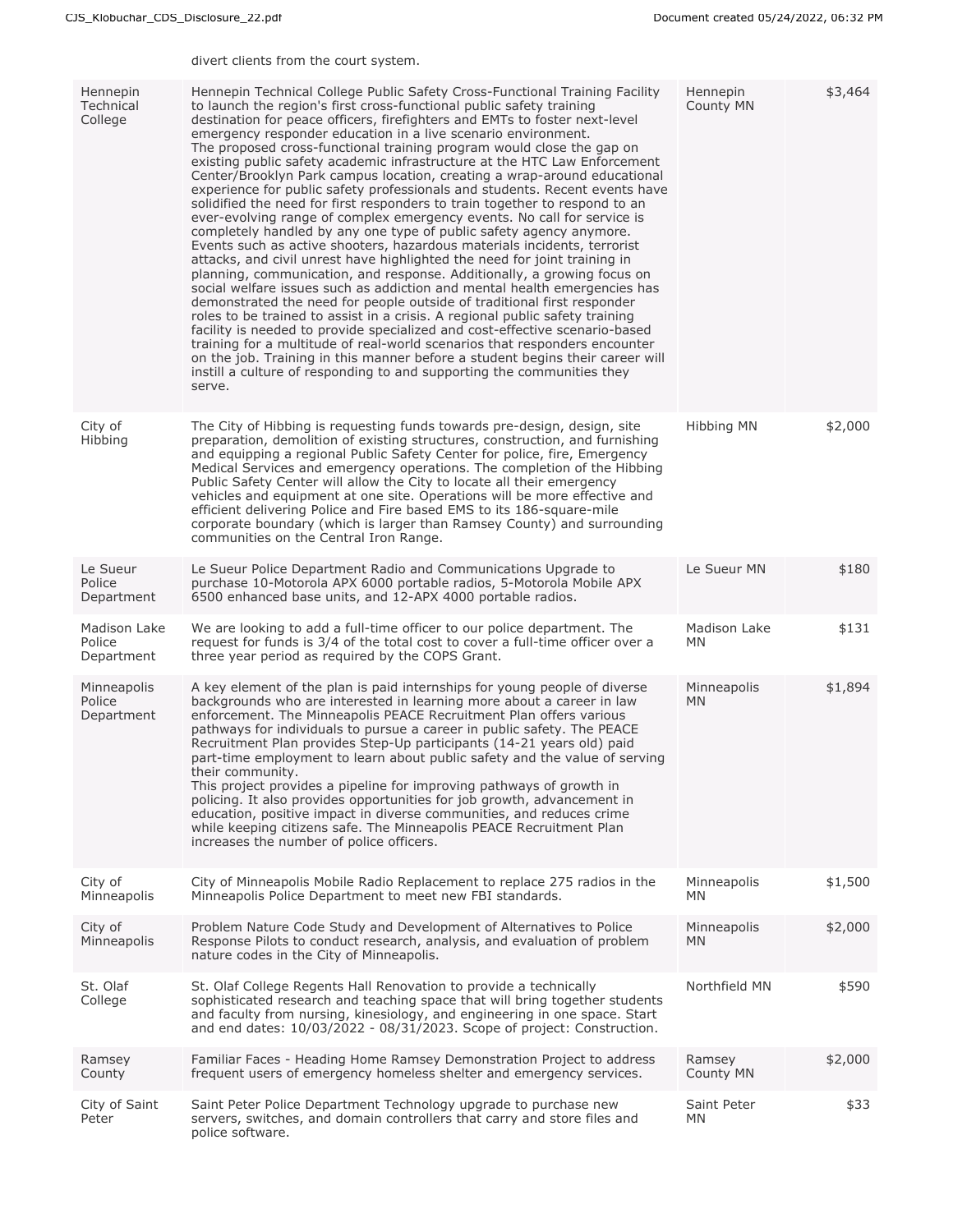divert clients from the court system.

| | | | |
|---|---|---|---|
| Hennepin Technical College | Hennepin Technical College Public Safety Cross-Functional Training Facility to launch the region's first cross-functional public safety training destination for peace officers, firefighters and EMTs to foster next-level emergency responder education in a live scenario environment. The proposed cross-functional training program would close the gap on existing public safety academic infrastructure at the HTC Law Enforcement Center/Brooklyn Park campus location, creating a wrap-around educational experience for public safety professionals and students. Recent events have solidified the need for first responders to train together to respond to an ever-evolving range of complex emergency events. No call for service is completely handled by any one type of public safety agency anymore. Events such as active shooters, hazardous materials incidents, terrorist attacks, and civil unrest have highlighted the need for joint training in planning, communication, and response. Additionally, a growing focus on social welfare issues such as addiction and mental health emergencies has demonstrated the need for people outside of traditional first responder roles to be trained to assist in a crisis. A regional public safety training facility is needed to provide specialized and cost-effective scenario-based training for a multitude of real-world scenarios that responders encounter on the job. Training in this manner before a student begins their career will instill a culture of responding to and supporting the communities they serve. | Hennepin County MN | $3,464 |
| City of Hibbing | The City of Hibbing is requesting funds towards pre-design, design, site preparation, demolition of existing structures, construction, and furnishing and equipping a regional Public Safety Center for police, fire, Emergency Medical Services and emergency operations. The completion of the Hibbing Public Safety Center will allow the City to locate all their emergency vehicles and equipment at one site. Operations will be more effective and efficient delivering Police and Fire based EMS to its 186-square-mile corporate boundary (which is larger than Ramsey County) and surrounding communities on the Central Iron Range. | Hibbing MN | $2,000 |
| Le Sueur Police Department | Le Sueur Police Department Radio and Communications Upgrade to purchase 10-Motorola APX 6000 portable radios, 5-Motorola Mobile APX 6500 enhanced base units, and 12-APX 4000 portable radios. | Le Sueur MN | $180 |
| Madison Lake Police Department | We are looking to add a full-time officer to our police department. The request for funds is 3/4 of the total cost to cover a full-time officer over a three year period as required by the COPS Grant. | Madison Lake MN | $131 |
| Minneapolis Police Department | A key element of the plan is paid internships for young people of diverse backgrounds who are interested in learning more about a career in law enforcement. The Minneapolis PEACE Recruitment Plan offers various pathways for individuals to pursue a career in public safety. The PEACE Recruitment Plan provides Step-Up participants (14-21 years old) paid part-time employment to learn about public safety and the value of serving their community. This project provides a pipeline for improving pathways of growth in policing. It also provides opportunities for job growth, advancement in education, positive impact in diverse communities, and reduces crime while keeping citizens safe. The Minneapolis PEACE Recruitment Plan increases the number of police officers. | Minneapolis MN | $1,894 |
| City of Minneapolis | City of Minneapolis Mobile Radio Replacement to replace 275 radios in the Minneapolis Police Department to meet new FBI standards. | Minneapolis MN | $1,500 |
| City of Minneapolis | Problem Nature Code Study and Development of Alternatives to Police Response Pilots to conduct research, analysis, and evaluation of problem nature codes in the City of Minneapolis. | Minneapolis MN | $2,000 |
| St. Olaf College | St. Olaf College Regents Hall Renovation to provide a technically sophisticated research and teaching space that will bring together students and faculty from nursing, kinesiology, and engineering in one space. Start and end dates: 10/03/2022 - 08/31/2023. Scope of project: Construction. | Northfield MN | $590 |
| Ramsey County | Familiar Faces - Heading Home Ramsey Demonstration Project to address frequent users of emergency homeless shelter and emergency services. | Ramsey County MN | $2,000 |
| City of Saint Peter | Saint Peter Police Department Technology upgrade to purchase new servers, switches, and domain controllers that carry and store files and police software. | Saint Peter MN | $33 |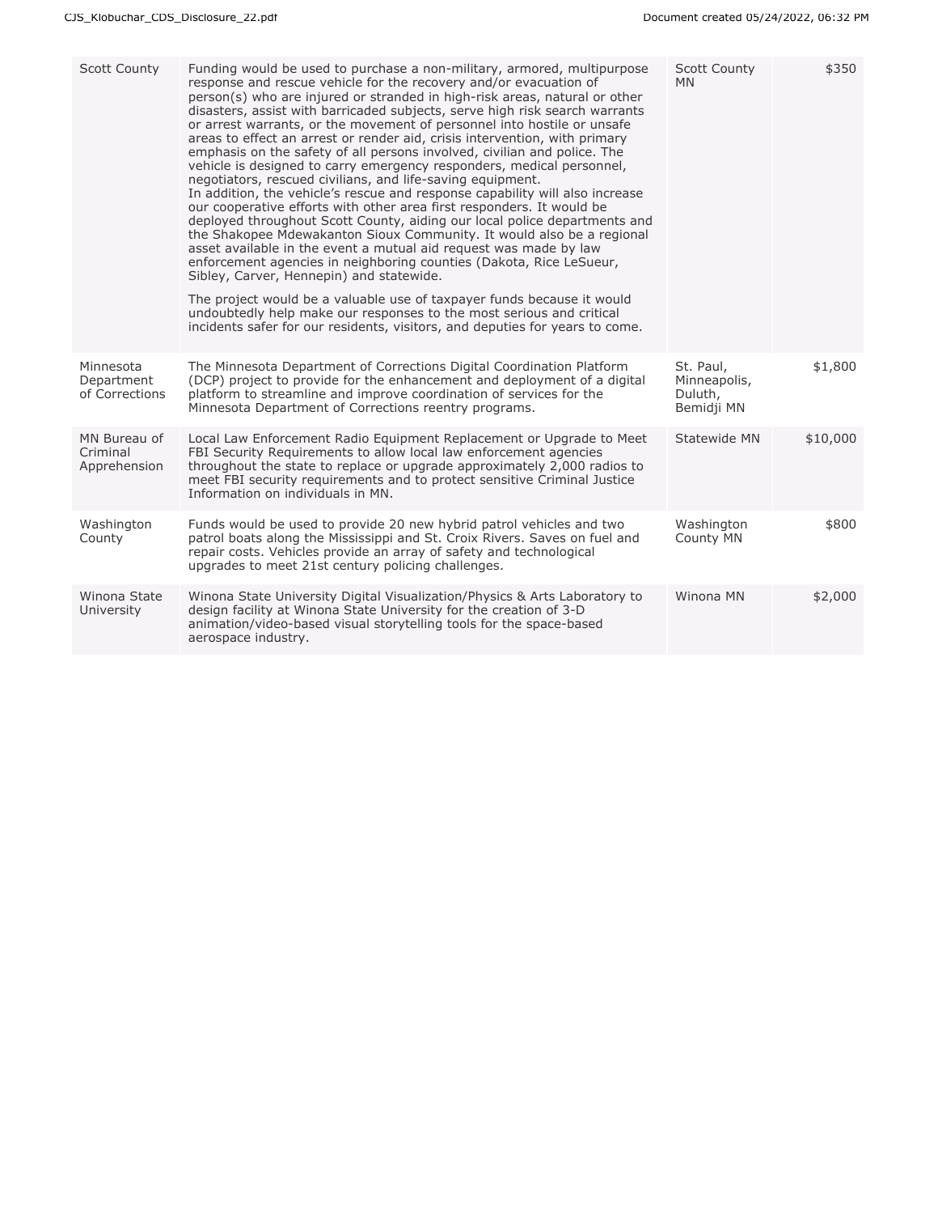| | | | |
|---|---|---|---|
| Scott County | Funding would be used to purchase a non-military, armored, multipurpose response and rescue vehicle for the recovery and/or evacuation of person(s) who are injured or stranded in high-risk areas, natural or other disasters, assist with barricaded subjects, serve high risk search warrants or arrest warrants, or the movement of personnel into hostile or unsafe areas to effect an arrest or render aid, crisis intervention, with primary emphasis on the safety of all persons involved, civilian and police. The vehicle is designed to carry emergency responders, medical personnel, negotiators, rescued civilians, and life-saving equipment.<br>In addition, the vehicle's rescue and response capability will also increase our cooperative efforts with other area first responders. It would be deployed throughout Scott County, aiding our local police departments and the Shakopee Mdewakanton Sioux Community. It would also be a regional asset available in the event a mutual aid request was made by law enforcement agencies in neighboring counties (Dakota, Rice LeSueur, Sibley, Carver, Hennepin) and statewide.<br><br>The project would be a valuable use of taxpayer funds because it would undoubtedly help make our responses to the most serious and critical incidents safer for our residents, visitors, and deputies for years to come. | Scott County MN | $350 |
| Minnesota Department of Corrections | The Minnesota Department of Corrections Digital Coordination Platform (DCP) project to provide for the enhancement and deployment of a digital platform to streamline and improve coordination of services for the Minnesota Department of Corrections reentry programs. | St. Paul, Minneapolis, Duluth, Bemidji MN | $1,800 |
| MN Bureau of Criminal Apprehension | Local Law Enforcement Radio Equipment Replacement or Upgrade to Meet FBI Security Requirements to allow local law enforcement agencies throughout the state to replace or upgrade approximately 2,000 radios to meet FBI security requirements and to protect sensitive Criminal Justice Information on individuals in MN. | Statewide MN | $10,000 |
| Washington County | Funds would be used to provide 20 new hybrid patrol vehicles and two patrol boats along the Mississippi and St. Croix Rivers. Saves on fuel and repair costs. Vehicles provide an array of safety and technological upgrades to meet 21st century policing challenges. | Washington County MN | $800 |
| Winona State University | Winona State University Digital Visualization/Physics & Arts Laboratory to design facility at Winona State University for the creation of 3-D animation/video-based visual storytelling tools for the space-based aerospace industry. | Winona MN | $2,000 |